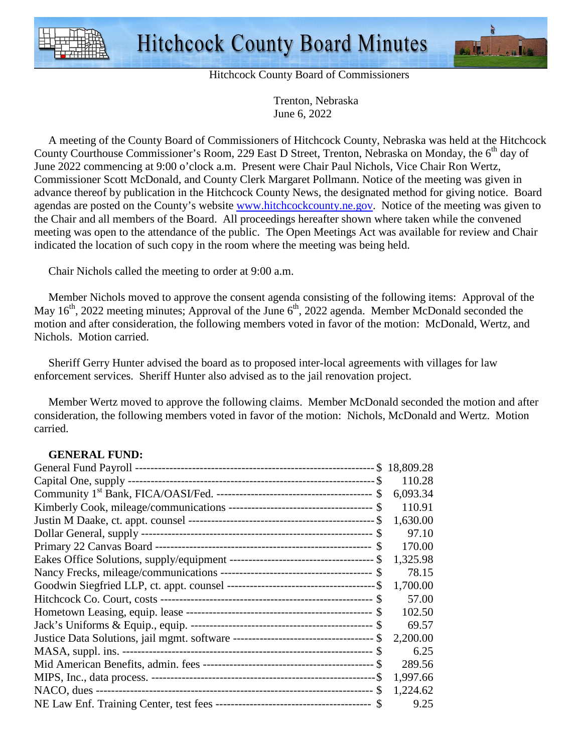# Hitchcock County Board Minutes

Hitchcock County Board of Commissioners

Trenton, Nebraska
June 6, 2022

A meeting of the County Board of Commissioners of Hitchcock County, Nebraska was held at the Hitchcock County Courthouse Commissioner's Room, 229 East D Street, Trenton, Nebraska on Monday, the 6th day of June 2022 commencing at 9:00 o'clock a.m. Present were Chair Paul Nichols, Vice Chair Ron Wertz, Commissioner Scott McDonald, and County Clerk Margaret Pollmann. Notice of the meeting was given in advance thereof by publication in the Hitchcock County News, the designated method for giving notice. Board agendas are posted on the County's website www.hitchcockcounty.ne.gov. Notice of the meeting was given to the Chair and all members of the Board. All proceedings hereafter shown where taken while the convened meeting was open to the attendance of the public. The Open Meetings Act was available for review and Chair indicated the location of such copy in the room where the meeting was being held.

Chair Nichols called the meeting to order at 9:00 a.m.

Member Nichols moved to approve the consent agenda consisting of the following items: Approval of the May 16th, 2022 meeting minutes; Approval of the June 6th, 2022 agenda. Member McDonald seconded the motion and after consideration, the following members voted in favor of the motion: McDonald, Wertz, and Nichols. Motion carried.

Sheriff Gerry Hunter advised the board as to proposed inter-local agreements with villages for law enforcement services. Sheriff Hunter also advised as to the jail renovation project.

Member Wertz moved to approve the following claims. Member McDonald seconded the motion and after consideration, the following members voted in favor of the motion: Nichols, McDonald and Wertz. Motion carried.

**GENERAL FUND:**

| | |
|---|---|
| General Fund Payroll | $ 18,809.28 |
| Capital One, supply | $ 110.28 |
| Community 1st Bank, FICA/OASI/Fed. | $ 6,093.34 |
| Kimberly Cook, mileage/communications | $ 110.91 |
| Justin M Daake, ct. appt. counsel | $ 1,630.00 |
| Dollar General, supply | $ 97.10 |
| Primary 22 Canvas Board | $ 170.00 |
| Eakes Office Solutions, supply/equipment | $ 1,325.98 |
| Nancy Frecks, mileage/communications | $ 78.15 |
| Goodwin Siegfried LLP, ct. appt. counsel | $ 1,700.00 |
| Hitchcock Co. Court, costs | $ 57.00 |
| Hometown Leasing, equip. lease | $ 102.50 |
| Jack's Uniforms & Equip., equip. | $ 69.57 |
| Justice Data Solutions, jail mgmt. software | $ 2,200.00 |
| MASA, suppl. ins. | $ 6.25 |
| Mid American Benefits, admin. fees | $ 289.56 |
| MIPS, Inc., data process. | $ 1,997.66 |
| NACO, dues | $ 1,224.62 |
| NE Law Enf. Training Center, test fees | $ 9.25 |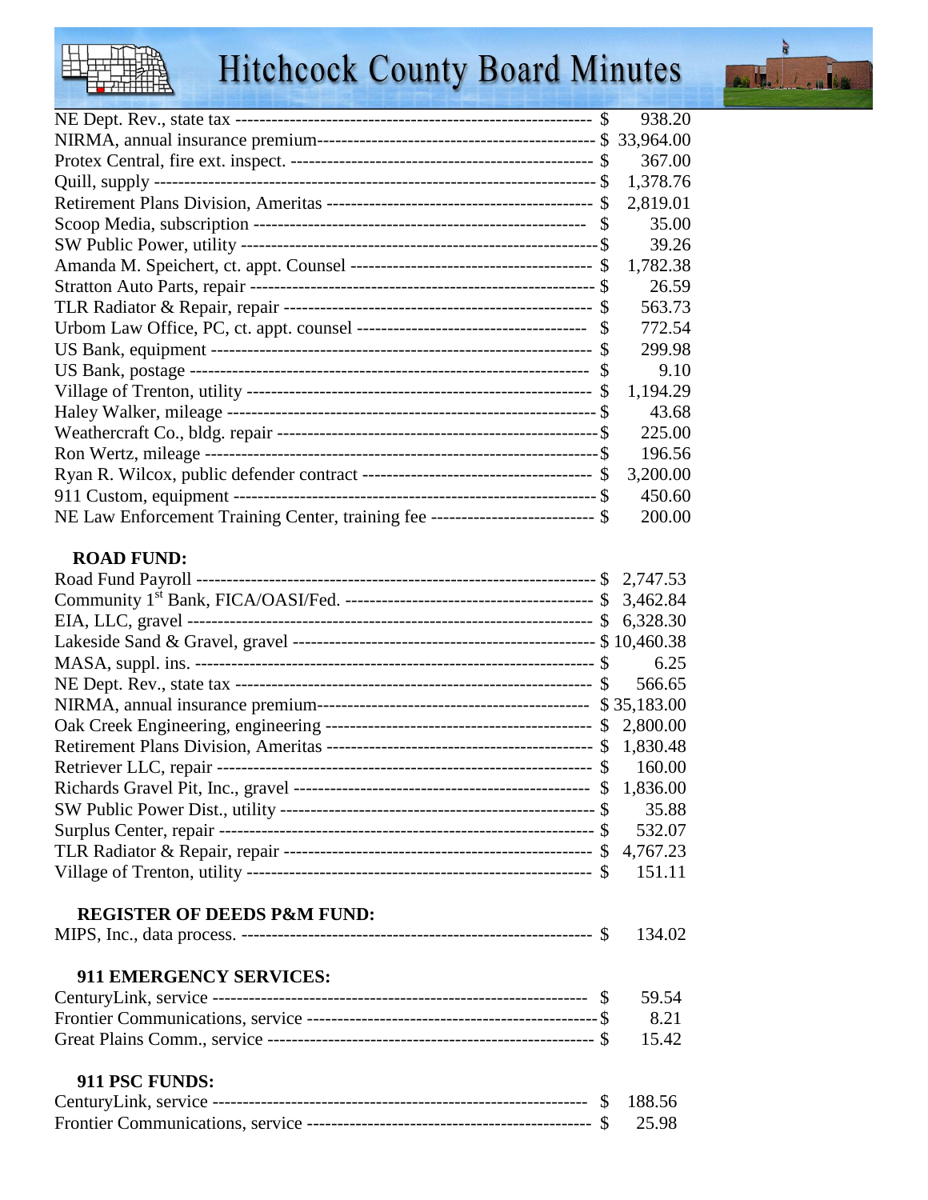NE Dept. Rev., state tax ---------------------------------------------------------- $ 938.20
NIRMA, annual insurance premium--------------------------------------------- $ 33,964.00
Protex Central, fire ext. inspect. ------------------------------------------------ $ 367.00
Quill, supply ---------------------------------------------------------------------- $ 1,378.76
Retirement Plans Division, Ameritas ------------------------------------------ $ 2,819.01
Scoop Media, subscription ---------------------------------------------------- $ 35.00
SW Public Power, utility ------------------------------------------------------- $ 39.26
Amanda M. Speichert, ct. appt. Counsel ------------------------------------- $ 1,782.38
Stratton Auto Parts, repair ---------------------------------------------------- $ 26.59
TLR Radiator & Repair, repair ------------------------------------------------ $ 563.73
Urbom Law Office, PC, ct. appt. counsel ------------------------------------ $ 772.54
US Bank, equipment ----------------------------------------------------------- $ 299.98
US Bank, postage -------------------------------------------------------------- $ 9.10
Village of Trenton, utility ----------------------------------------------------- $ 1,194.29
Haley Walker, mileage --------------------------------------------------------- $ 43.68
Weathercraft Co., bldg. repair ------------------------------------------------ $ 225.00
Ron Wertz, mileage ------------------------------------------------------------ $ 196.56
Ryan R. Wilcox, public defender contract ----------------------------------- $ 3,200.00
911 Custom, equipment -------------------------------------------------------- $ 450.60
NE Law Enforcement Training Center, training fee ------------------------- $ 200.00

**ROAD FUND:**

Road Fund Payroll --------------------------------------------------------------- $ 2,747.53
Community 1st Bank, FICA/OASI/Fed. ---------------------------------------- $ 3,462.84
EIA, LLC, gravel ---------------------------------------------------------------- $ 6,328.30
Lakeside Sand & Gravel, gravel ----------------------------------------------- $ 10,460.38
MASA, suppl. ins. -------------------------------------------------------------- $ 6.25
NE Dept. Rev., state tax ------------------------------------------------------- $ 566.65
NIRMA, annual insurance premium----------------------------------------- $ 35,183.00
Oak Creek Engineering, engineering ------------------------------------------ $ 2,800.00
Retirement Plans Division, Ameritas ----------------------------------------- $ 1,830.48
Retriever LLC, repair ---------------------------------------------------------- $ 160.00
Richards Gravel Pit, Inc., gravel ---------------------------------------------- $ 1,836.00
SW Public Power Dist., utility ------------------------------------------------ $ 35.88
Surplus Center, repair --------------------------------------------------------- $ 532.07
TLR Radiator & Repair, repair ----------------------------------------------- $ 4,767.23
Village of Trenton, utility ---------------------------------------------------- $ 151.11

**REGISTER OF DEEDS P&M FUND:**

MIPS, Inc., data process. ------------------------------------------------------ $ 134.02

**911 EMERGENCY SERVICES:**

CenturyLink, service ---------------------------------------------------------- $ 59.54
Frontier Communications, service ------------------------------------------- $ 8.21
Great Plains Comm., service ------------------------------------------------- $ 15.42

**911 PSC FUNDS:**

CenturyLink, service ---------------------------------------------------------- $ 188.56
Frontier Communications, service ------------------------------------------- $ 25.98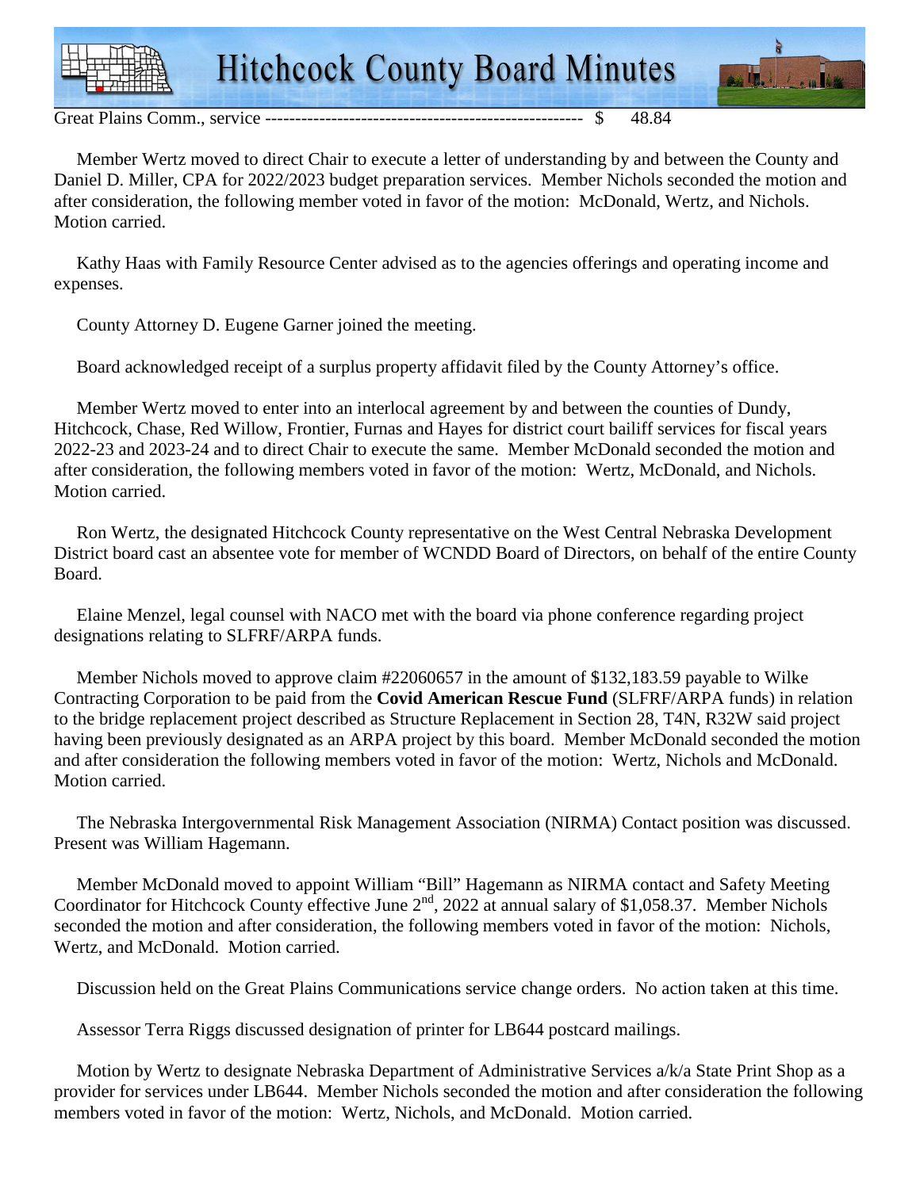Great Plains Comm., service ---------------------------------------------------- $ 48.84

Member Wertz moved to direct Chair to execute a letter of understanding by and between the County and Daniel D. Miller, CPA for 2022/2023 budget preparation services. Member Nichols seconded the motion and after consideration, the following member voted in favor of the motion: McDonald, Wertz, and Nichols. Motion carried.

Kathy Haas with Family Resource Center advised as to the agencies offerings and operating income and expenses.

County Attorney D. Eugene Garner joined the meeting.

Board acknowledged receipt of a surplus property affidavit filed by the County Attorney's office.

Member Wertz moved to enter into an interlocal agreement by and between the counties of Dundy, Hitchcock, Chase, Red Willow, Frontier, Furnas and Hayes for district court bailiff services for fiscal years 2022-23 and 2023-24 and to direct Chair to execute the same. Member McDonald seconded the motion and after consideration, the following members voted in favor of the motion: Wertz, McDonald, and Nichols. Motion carried.

Ron Wertz, the designated Hitchcock County representative on the West Central Nebraska Development District board cast an absentee vote for member of WCNDD Board of Directors, on behalf of the entire County Board.

Elaine Menzel, legal counsel with NACO met with the board via phone conference regarding project designations relating to SLFRF/ARPA funds.

Member Nichols moved to approve claim #22060657 in the amount of $132,183.59 payable to Wilke Contracting Corporation to be paid from the **Covid American Rescue Fund** (SLFRF/ARPA funds) in relation to the bridge replacement project described as Structure Replacement in Section 28, T4N, R32W said project having been previously designated as an ARPA project by this board. Member McDonald seconded the motion and after consideration the following members voted in favor of the motion: Wertz, Nichols and McDonald. Motion carried.

The Nebraska Intergovernmental Risk Management Association (NIRMA) Contact position was discussed. Present was William Hagemann.

Member McDonald moved to appoint William "Bill" Hagemann as NIRMA contact and Safety Meeting Coordinator for Hitchcock County effective June 2nd, 2022 at annual salary of $1,058.37. Member Nichols seconded the motion and after consideration, the following members voted in favor of the motion: Nichols, Wertz, and McDonald. Motion carried.

Discussion held on the Great Plains Communications service change orders. No action taken at this time.

Assessor Terra Riggs discussed designation of printer for LB644 postcard mailings.

Motion by Wertz to designate Nebraska Department of Administrative Services a/k/a State Print Shop as a provider for services under LB644. Member Nichols seconded the motion and after consideration the following members voted in favor of the motion: Wertz, Nichols, and McDonald. Motion carried.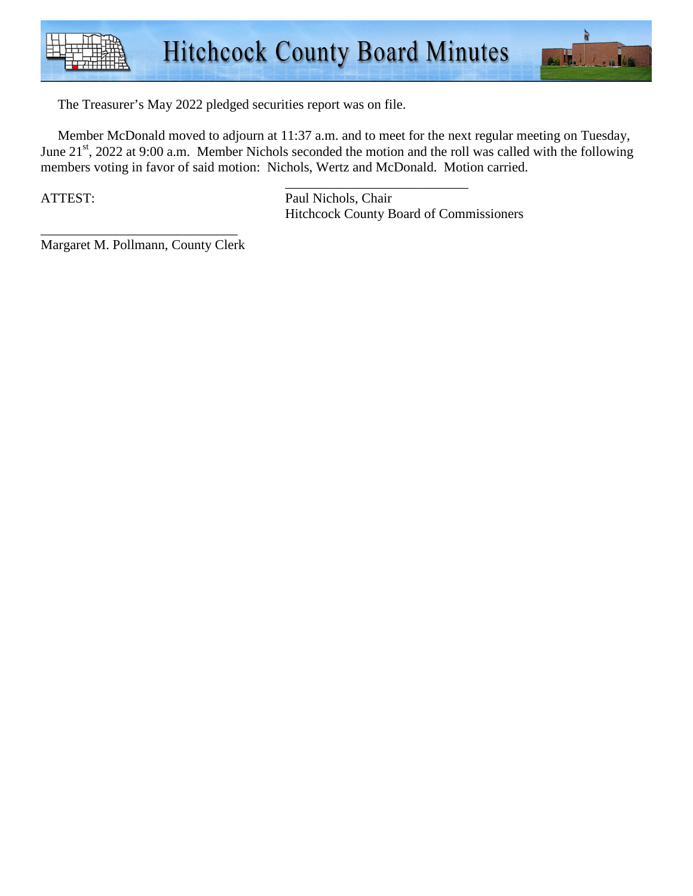The Treasurer's May 2022 pledged securities report was on file.

Member McDonald moved to adjourn at 11:37 a.m. and to meet for the next regular meeting on Tuesday, June 21st, 2022 at 9:00 a.m. Member Nichols seconded the motion and the roll was called with the following members voting in favor of said motion: Nichols, Wertz and McDonald. Motion carried.

ATTEST:

\_\_\_\_\_\_\_\_\_\_\_\_\_\_\_\_\_\_\_\_\_\_\_\_\_\_\_\_
Paul Nichols, Chair
Hitchcock County Board of Commissioners

\_\_\_\_\_\_\_\_\_\_\_\_\_\_\_\_\_\_\_\_\_\_\_\_\_\_\_\_\_\_
Margaret M. Pollmann, County Clerk